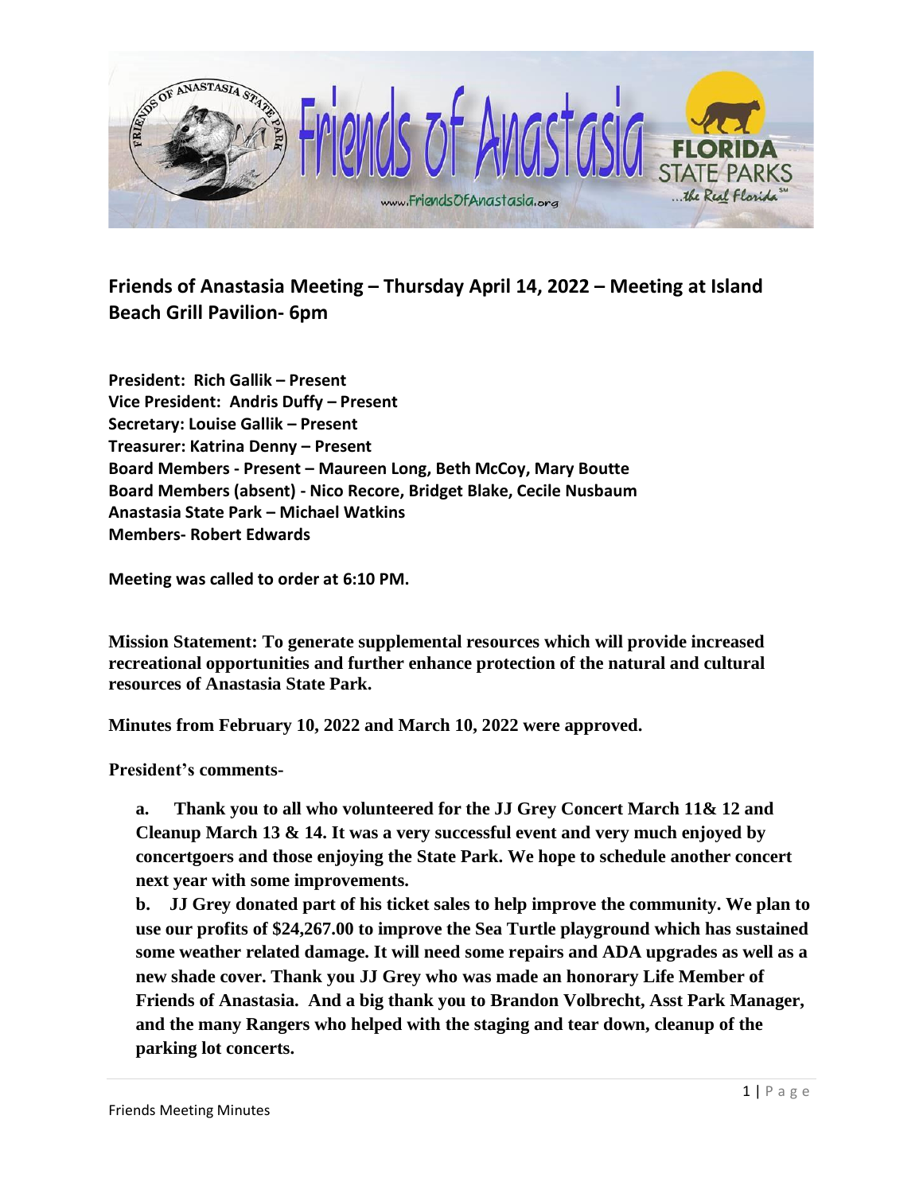## Friends of Anastasia Meeting – Thursday April 14, 2022 – Meeting at Island Beach Grill Pavilion- 6pm

**President: Rich Gallik – Present**
**Vice President: Andris Duffy – Present**
**Secretary: Louise Gallik – Present**
**Treasurer: Katrina Denny – Present**
**Board Members - Present – Maureen Long, Beth McCoy, Mary Boutte**
**Board Members (absent) - Nico Recore, Bridget Blake, Cecile Nusbaum**
**Anastasia State Park – Michael Watkins**
**Members- Robert Edwards**

**Meeting was called to order at 6:10 PM.**

**Mission Statement: To generate supplemental resources which will provide increased recreational opportunities and further enhance protection of the natural and cultural resources of Anastasia State Park.**

**Minutes from February 10, 2022 and March 10, 2022 were approved.**

**President's comments-**

**a. Thank you to all who volunteered for the JJ Grey Concert March 11& 12 and Cleanup March 13 & 14. It was a very successful event and very much enjoyed by concertgoers and those enjoying the State Park. We hope to schedule another concert next year with some improvements.**

**b. JJ Grey donated part of his ticket sales to help improve the community. We plan to use our profits of $24,267.00 to improve the Sea Turtle playground which has sustained some weather related damage. It will need some repairs and ADA upgrades as well as a new shade cover. Thank you JJ Grey who was made an honorary Life Member of Friends of Anastasia. And a big thank you to Brandon Volbrecht, Asst Park Manager, and the many Rangers who helped with the staging and tear down, cleanup of the parking lot concerts.**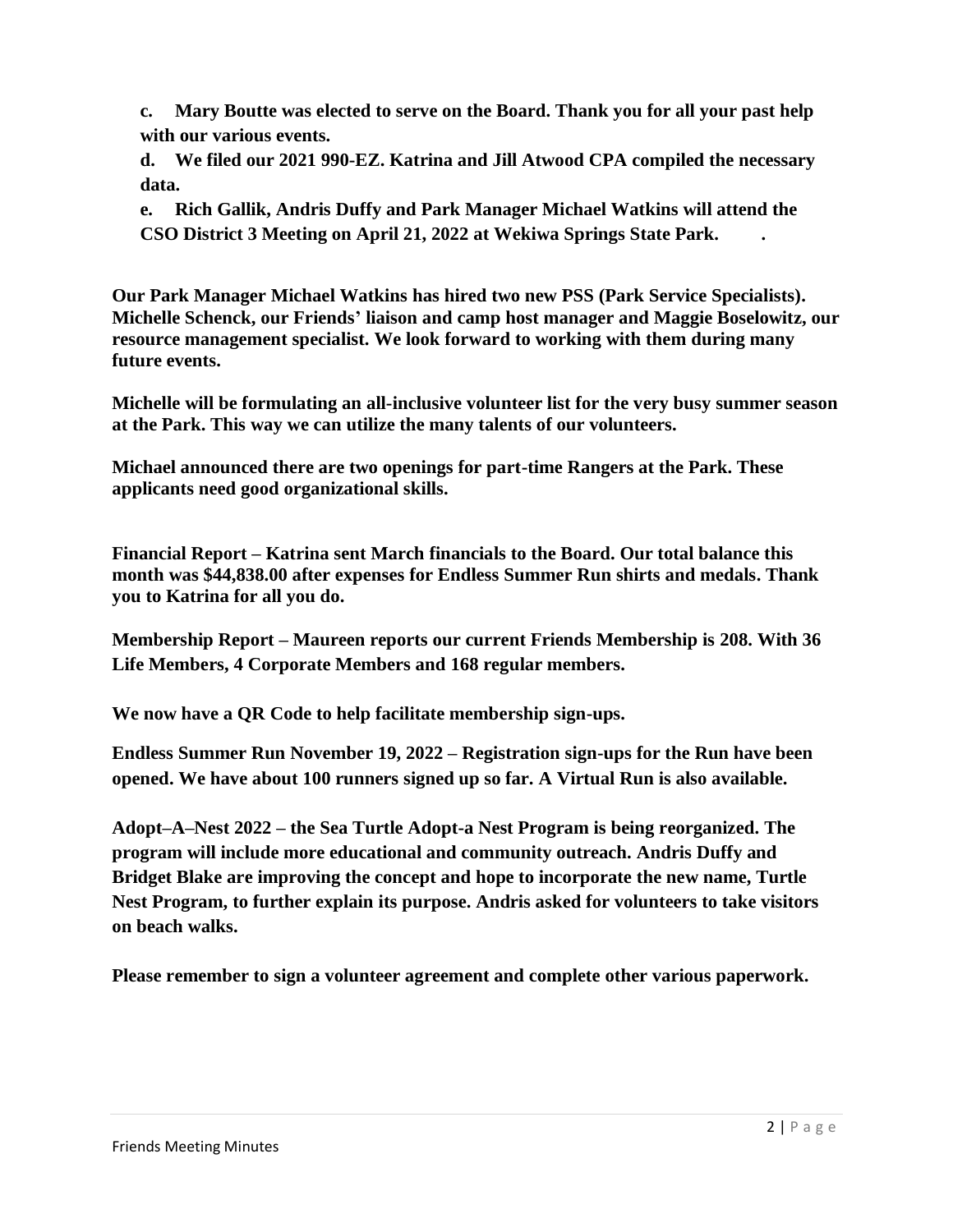**c. Mary Boutte was elected to serve on the Board. Thank you for all your past help with our various events.**

**d. We filed our 2021 990-EZ. Katrina and Jill Atwood CPA compiled the necessary data.**

**e. Rich Gallik, Andris Duffy and Park Manager Michael Watkins will attend the CSO District 3 Meeting on April 21, 2022 at Wekiwa Springs State Park. .**

**Our Park Manager Michael Watkins has hired two new PSS (Park Service Specialists). Michelle Schenck, our Friends' liaison and camp host manager and Maggie Boselowitz, our resource management specialist. We look forward to working with them during many future events.**

**Michelle will be formulating an all-inclusive volunteer list for the very busy summer season at the Park. This way we can utilize the many talents of our volunteers.**

**Michael announced there are two openings for part-time Rangers at the Park. These applicants need good organizational skills.**

**Financial Report – Katrina sent March financials to the Board. Our total balance this month was $44,838.00 after expenses for Endless Summer Run shirts and medals. Thank you to Katrina for all you do.**

**Membership Report – Maureen reports our current Friends Membership is 208. With 36 Life Members, 4 Corporate Members and 168 regular members.**

**We now have a QR Code to help facilitate membership sign-ups.**

**Endless Summer Run November 19, 2022 – Registration sign-ups for the Run have been opened. We have about 100 runners signed up so far. A Virtual Run is also available.**

**Adopt–A–Nest 2022 – the Sea Turtle Adopt-a Nest Program is being reorganized. The program will include more educational and community outreach. Andris Duffy and Bridget Blake are improving the concept and hope to incorporate the new name, Turtle Nest Program, to further explain its purpose. Andris asked for volunteers to take visitors on beach walks.**

**Please remember to sign a volunteer agreement and complete other various paperwork.**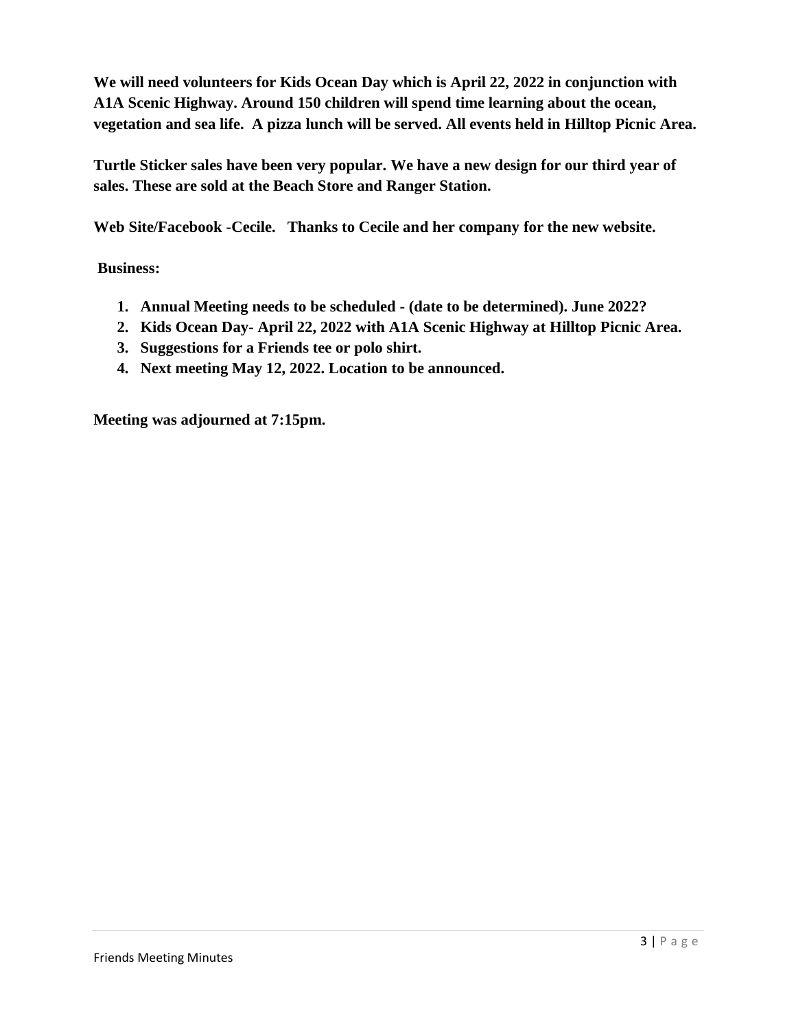**We will need volunteers for Kids Ocean Day which is April 22, 2022 in conjunction with A1A Scenic Highway. Around 150 children will spend time learning about the ocean, vegetation and sea life. A pizza lunch will be served. All events held in Hilltop Picnic Area.**

**Turtle Sticker sales have been very popular. We have a new design for our third year of sales. These are sold at the Beach Store and Ranger Station.**

**Web Site/Facebook -Cecile. Thanks to Cecile and her company for the new website.**

**Business:**

1. **Annual Meeting needs to be scheduled - (date to be determined). June 2022?**
2. **Kids Ocean Day- April 22, 2022 with A1A Scenic Highway at Hilltop Picnic Area.**
3. **Suggestions for a Friends tee or polo shirt.**
4. **Next meeting May 12, 2022. Location to be announced.**

**Meeting was adjourned at 7:15pm.**